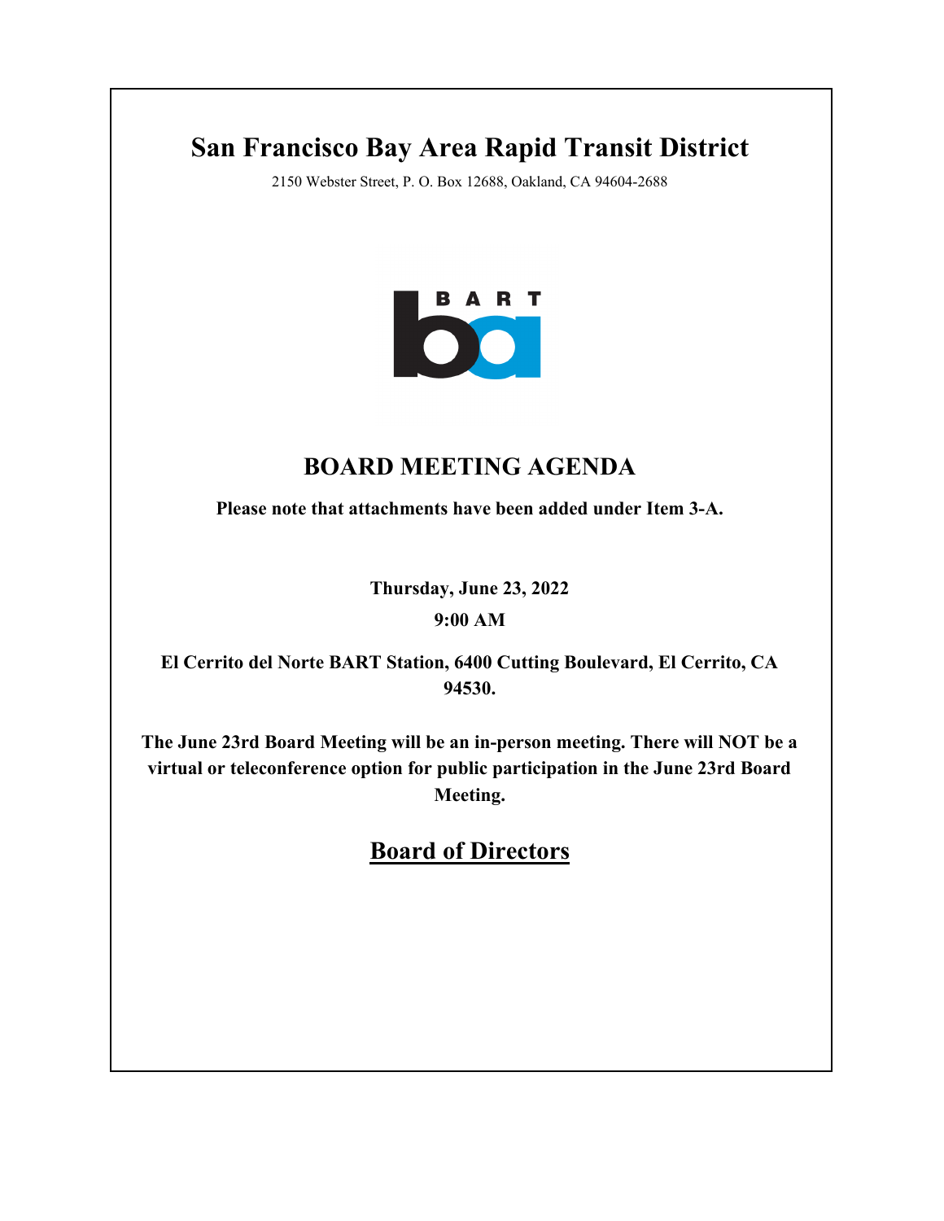# San Francisco Bay Area Rapid Transit District

2150 Webster Street, P. O. Box 12688, Oakland, CA 94604-2688

## BOARD MEETING AGENDA

**Please note that attachments have been added under Item 3-A.**

**Thursday, June 23, 2022**

**9:00 AM**

**El Cerrito del Norte BART Station, 6400 Cutting Boulevard, El Cerrito, CA 94530.**

**The June 23rd Board Meeting will be an in-person meeting. There will NOT be a virtual or teleconference option for public participation in the June 23rd Board Meeting.**

## Board of Directors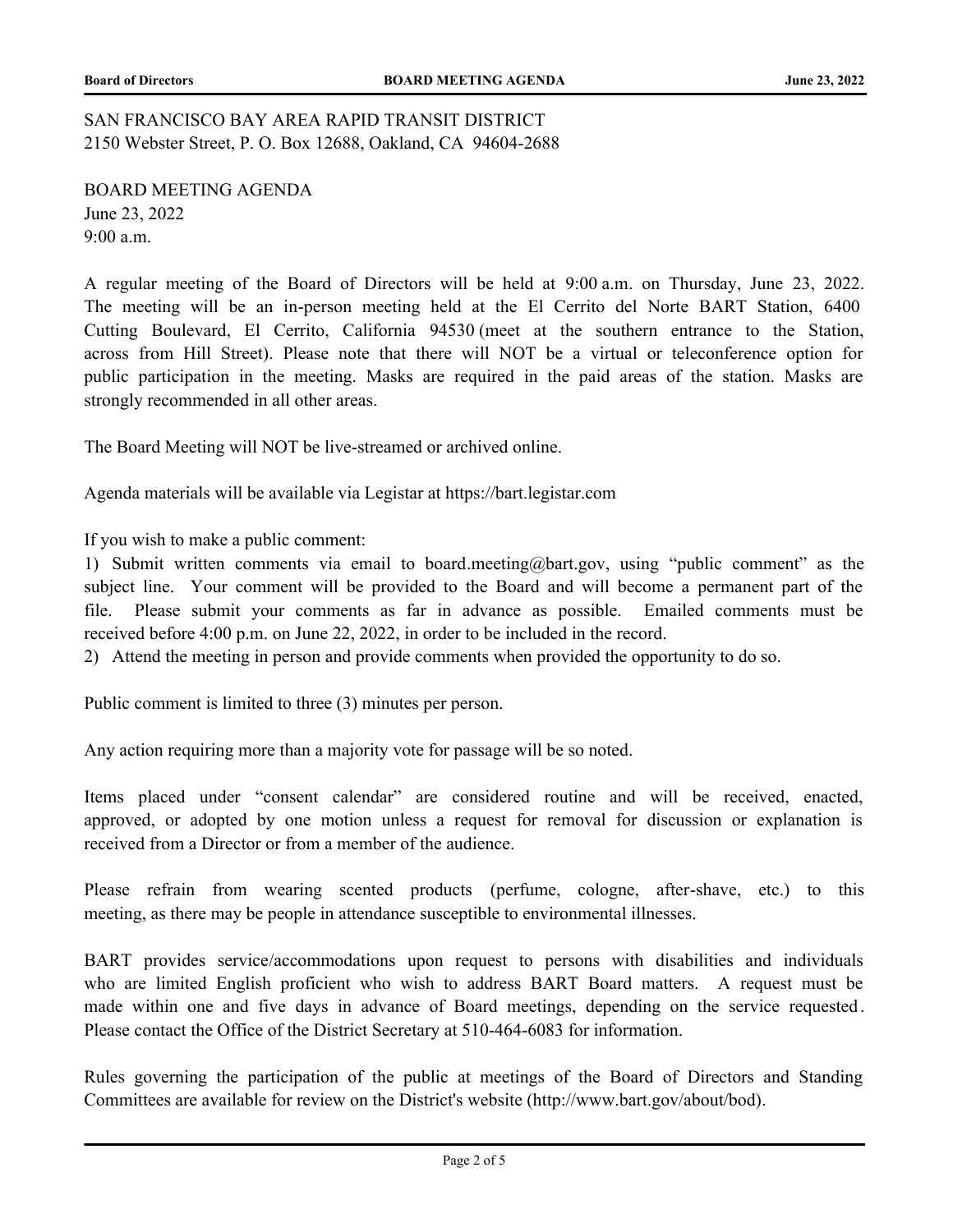SAN FRANCISCO BAY AREA RAPID TRANSIT DISTRICT
2150 Webster Street, P. O. Box 12688, Oakland, CA 94604-2688

BOARD MEETING AGENDA
June 23, 2022
9:00 a.m.

A regular meeting of the Board of Directors will be held at 9:00 a.m. on Thursday, June 23, 2022. The meeting will be an in-person meeting held at the El Cerrito del Norte BART Station, 6400 Cutting Boulevard, El Cerrito, California 94530 (meet at the southern entrance to the Station, across from Hill Street). Please note that there will NOT be a virtual or teleconference option for public participation in the meeting. Masks are required in the paid areas of the station. Masks are strongly recommended in all other areas.

The Board Meeting will NOT be live-streamed or archived online.

Agenda materials will be available via Legistar at https://bart.legistar.com

If you wish to make a public comment:
1) Submit written comments via email to board.meeting@bart.gov, using "public comment" as the subject line. Your comment will be provided to the Board and will become a permanent part of the file. Please submit your comments as far in advance as possible. Emailed comments must be received before 4:00 p.m. on June 22, 2022, in order to be included in the record.
2) Attend the meeting in person and provide comments when provided the opportunity to do so.

Public comment is limited to three (3) minutes per person.

Any action requiring more than a majority vote for passage will be so noted.

Items placed under "consent calendar" are considered routine and will be received, enacted, approved, or adopted by one motion unless a request for removal for discussion or explanation is received from a Director or from a member of the audience.

Please refrain from wearing scented products (perfume, cologne, after-shave, etc.) to this meeting, as there may be people in attendance susceptible to environmental illnesses.

BART provides service/accommodations upon request to persons with disabilities and individuals who are limited English proficient who wish to address BART Board matters. A request must be made within one and five days in advance of Board meetings, depending on the service requested. Please contact the Office of the District Secretary at 510-464-6083 for information.

Rules governing the participation of the public at meetings of the Board of Directors and Standing Committees are available for review on the District's website (http://www.bart.gov/about/bod).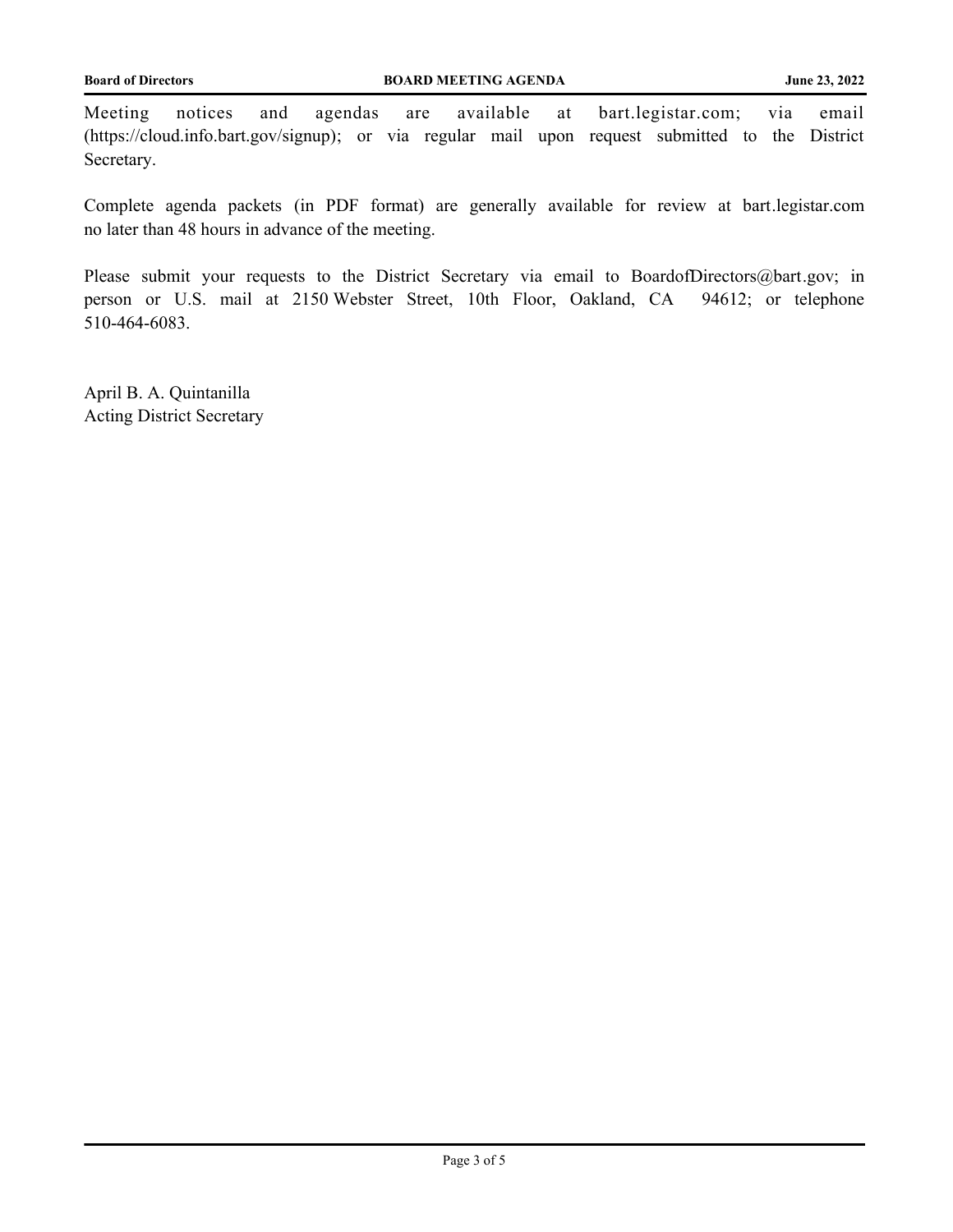Meeting notices and agendas are available at bart.legistar.com; via email (https://cloud.info.bart.gov/signup); or via regular mail upon request submitted to the District Secretary.

Complete agenda packets (in PDF format) are generally available for review at bart.legistar.com no later than 48 hours in advance of the meeting.

Please submit your requests to the District Secretary via email to BoardofDirectors@bart.gov; in person or U.S. mail at 2150 Webster Street, 10th Floor, Oakland, CA 94612; or telephone 510-464-6083.

April B. A. Quintanilla
Acting District Secretary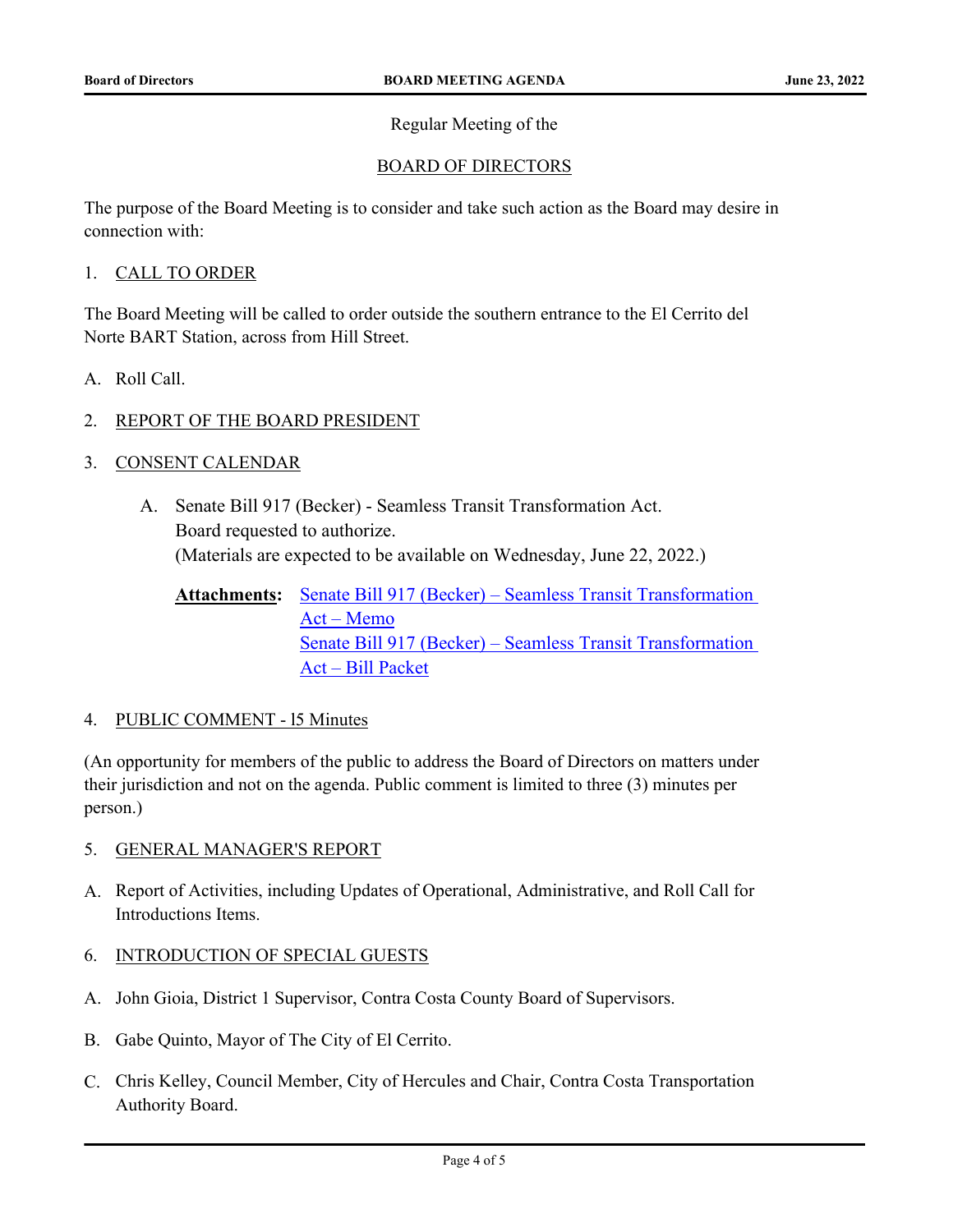Regular Meeting of the

BOARD OF DIRECTORS

The purpose of the Board Meeting is to consider and take such action as the Board may desire in connection with:

1. CALL TO ORDER

The Board Meeting will be called to order outside the southern entrance to the El Cerrito del Norte BART Station, across from Hill Street.

A. Roll Call.

2. REPORT OF THE BOARD PRESIDENT

3. CONSENT CALENDAR

   A. Senate Bill 917 (Becker) - Seamless Transit Transformation Act.
   Board requested to authorize.
   (Materials are expected to be available on Wednesday, June 22, 2022.)

   **Attachments:** Senate Bill 917 (Becker) – Seamless Transit Transformation Act – Memo
   Senate Bill 917 (Becker) – Seamless Transit Transformation Act – Bill Packet

4. PUBLIC COMMENT - l5 Minutes

(An opportunity for members of the public to address the Board of Directors on matters under their jurisdiction and not on the agenda. Public comment is limited to three (3) minutes per person.)

5. GENERAL MANAGER'S REPORT

A. Report of Activities, including Updates of Operational, Administrative, and Roll Call for Introductions Items.

6. INTRODUCTION OF SPECIAL GUESTS

A. John Gioia, District 1 Supervisor, Contra Costa County Board of Supervisors.

B. Gabe Quinto, Mayor of The City of El Cerrito.

C. Chris Kelley, Council Member, City of Hercules and Chair, Contra Costa Transportation Authority Board.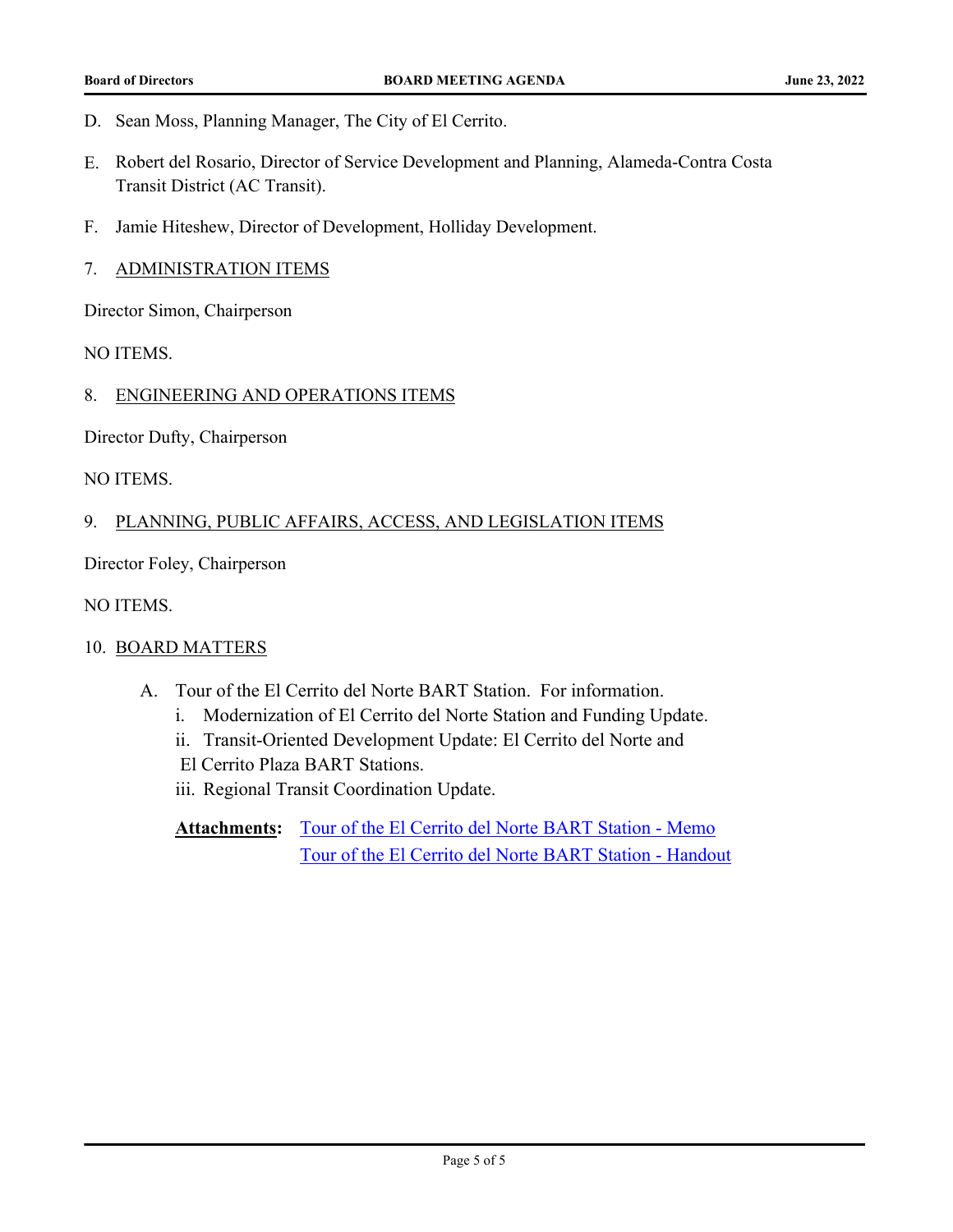D. Sean Moss, Planning Manager, The City of El Cerrito.

E. Robert del Rosario, Director of Service Development and Planning, Alameda-Contra Costa Transit District (AC Transit).

F. Jamie Hiteshew, Director of Development, Holliday Development.

7. ADMINISTRATION ITEMS

Director Simon, Chairperson

NO ITEMS.

8. ENGINEERING AND OPERATIONS ITEMS

Director Dufty, Chairperson

NO ITEMS.

9. PLANNING, PUBLIC AFFAIRS, ACCESS, AND LEGISLATION ITEMS

Director Foley, Chairperson

NO ITEMS.

10. BOARD MATTERS

A. Tour of the El Cerrito del Norte BART Station. For information.
   i. Modernization of El Cerrito del Norte Station and Funding Update.
   ii. Transit-Oriented Development Update: El Cerrito del Norte and El Cerrito Plaza BART Stations.
   iii. Regional Transit Coordination Update.

**Attachments:** Tour of the El Cerrito del Norte BART Station - Memo
Tour of the El Cerrito del Norte BART Station - Handout